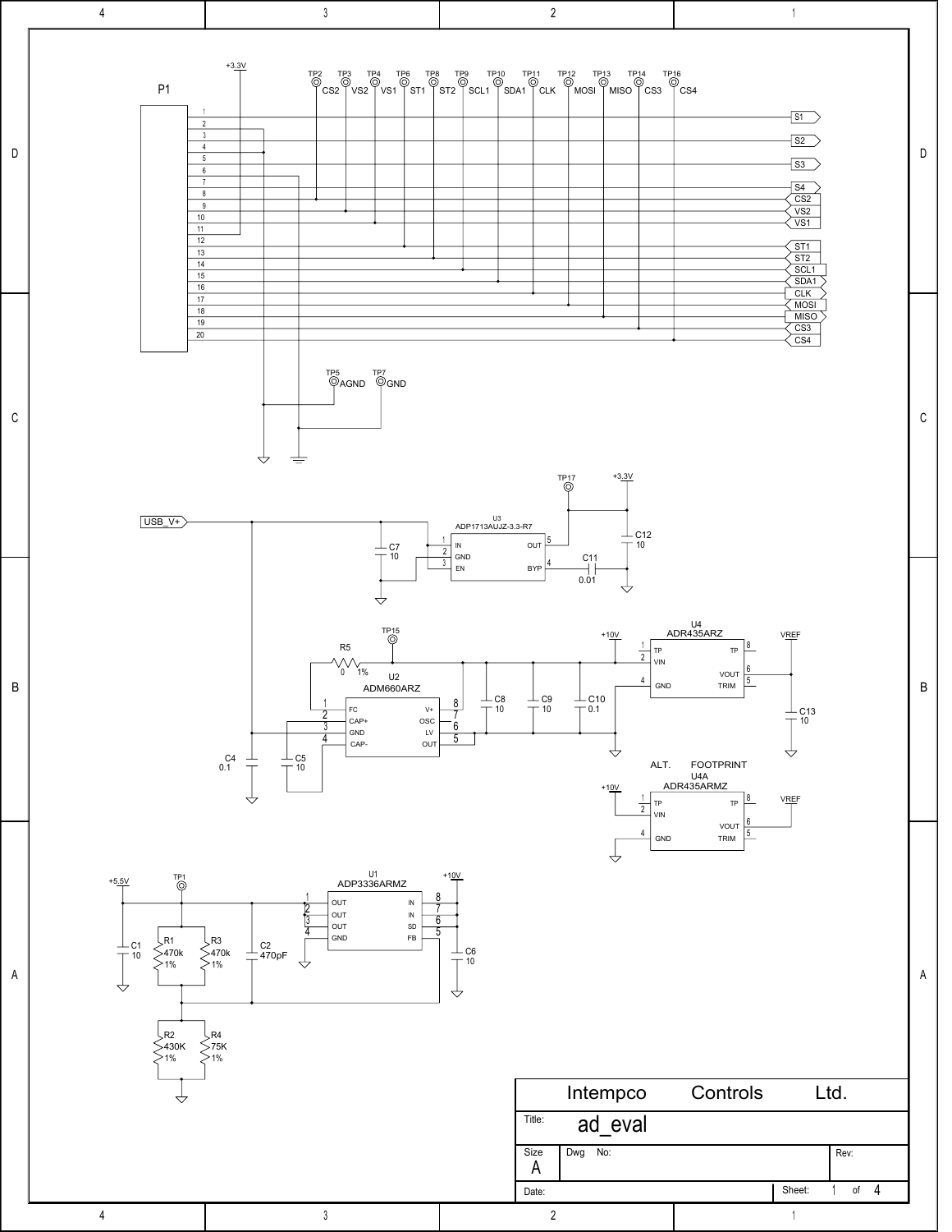**P1** (20-pin connector)

| Pin | Net |
|---|---|
| 1 | S1 |
| 2 | AGND |
| 3 | S2 |
| 4 | AGND |
| 5 | S3 |
| 6 | GND |
| 7 | S4 |
| 8 | CS2 (TP2) |
| 9 | VS2 (TP3) |
| 10 | VS1 (TP4) |
| 11 | +3.3V |
| 12 | ST1 (TP6) |
| 13 | ST2 (TP8) |
| 14 | SCL1 (TP9) |
| 15 | SDA1 (TP10) |
| 16 | CLK (TP11) |
| 17 | MOSI (TP12) |
| 18 | MISO (TP13) |
| 19 | CS3 (TP14) |
| 20 | CS4 (TP16) |

Test points: TP2 CS2, TP3 VS2, TP4 VS1, TP6 ST1, TP8 ST2, TP9 SCL1, TP10 SDA1, TP11 CLK, TP12 MOSI, TP13 MISO, TP14 CS3, TP16 CS4, TP5 AGND, TP7 GND

**U3 ADP1713AUJZ-3.3-R7**

| Pin | Name | Connection |
|---|---|---|
| 1 | IN | USB_V+ |
| 2 | GND | GND |
| 3 | EN | USB_V+ |
| 5 | OUT | +3.3V (TP17) |
| 4 | BYP | C11 0.01 |

C7 10, C12 10

**U2 ADM660ARZ**

| Pin | Name | Pin | Name |
|---|---|---|---|
| 1 | FC | 8 | V+ |
| 2 | CAP+ | 7 | OSC |
| 3 | GND | 6 | LV |
| 4 | CAP- | 5 | OUT |

R5 0 1%, TP15, C4 0.1, C5 10, C8 10, C9 10, C10 0.1

**U4 ADR435ARZ**

| Pin | Name | Connection |
|---|---|---|
| 1 | TP | |
| 2 | VIN | +10V |
| 4 | GND | GND |
| 8 | TP | |
| 6 | VOUT | VREF |
| 5 | TRIM | |

C13 10

ALT. FOOTPRINT U4A ADR435ARMZ (VIN +10V, VOUT VREF)

**U1 ADP3336ARMZ**

| Pin | Name | Pin | Name |
|---|---|---|---|
| 1 | OUT | 8 | IN |
| 2 | OUT | 7 | IN |
| 3 | OUT | 6 | SD |
| 4 | GND | 5 | FB |

+5.5V (TP1), +10V

C1 10, R1 470k 1%, R3 470k 1%, C2 470pF, C6 10, R2 430K 1%, R4 75K 1%

Intempco Controls Ltd.

Title: ad_eval

Size: A

Dwg No:

Rev:

Date: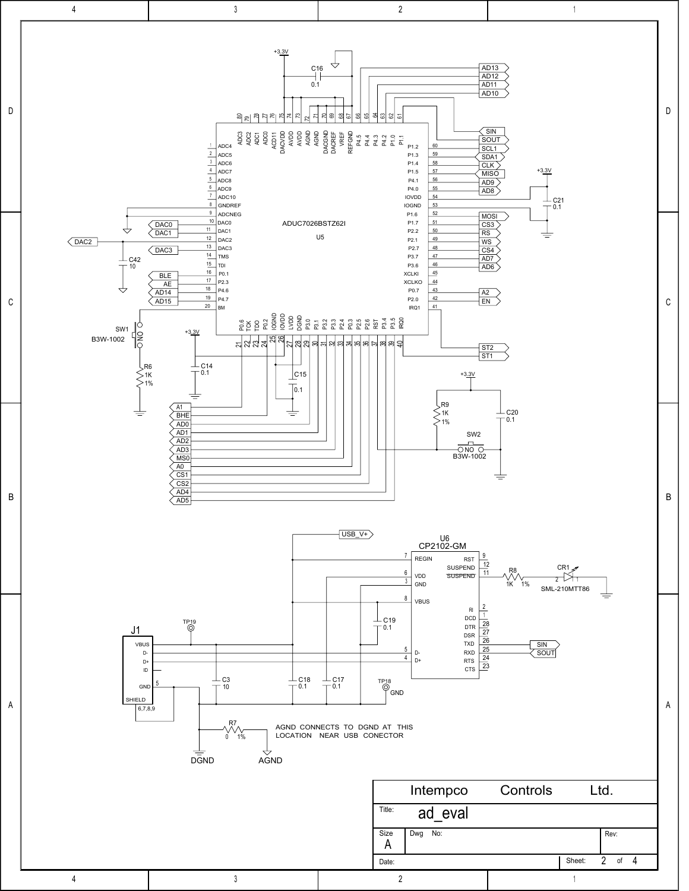AGND CONNECTS TO DGND AT THIS LOCATION NEAR USB CONECTOR

| Intempco Controls Ltd. | | |
|---|---|---|
| Title: ad_eval | | |
| Size: A | Dwg No: | Rev: |
| Date: | | Sheet: 2 of 4 |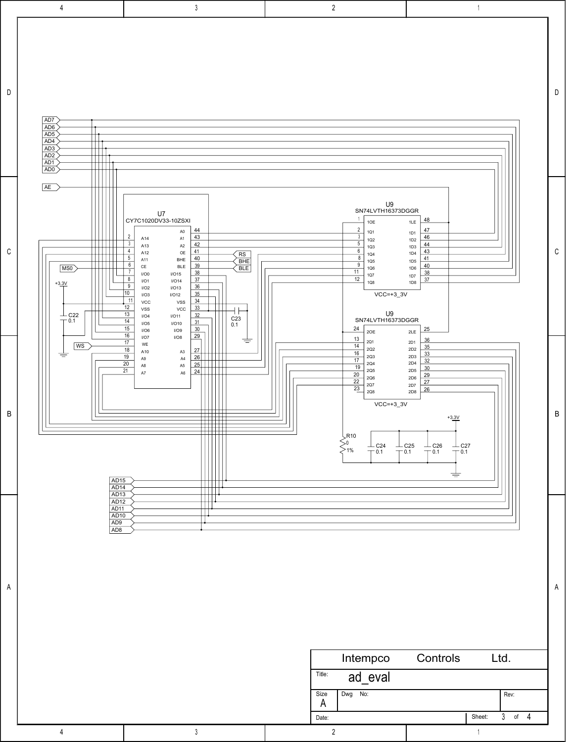AD7
AD6
AD5
AD4
AD3
AD2
AD1
AD0

AE

U7
CY7C1020DV33-10ZSXI

| Pin | Name | Name | Pin |
|---|---|---|---|
| | | A0 | 44 |
| 2 | A14 | A1 | 43 |
| 3 | A13 | A2 | 42 |
| 4 | A12 | OE | 41 |
| 5 | A11 | BHE | 40 |
| 6 | CE | BLE | 39 |
| 7 | I/O0 | I/O15 | 38 |
| 8 | I/O1 | I/O14 | 37 |
| 9 | I/O2 | I/O13 | 36 |
| 10 | I/O3 | I/O12 | 35 |
| 11 | VCC | VSS | 34 |
| 12 | VSS | VCC | 33 |
| 13 | I/O4 | I/O11 | 32 |
| 14 | I/O5 | I/O10 | 31 |
| 15 | I/O6 | I/O9 | 30 |
| 16 | I/O7 | I/O8 | 29 |
| 17 | WE | | |
| 18 | A10 | A3 | 27 |
| 19 | A9 | A4 | 26 |
| 20 | A8 | A5 | 25 |
| 21 | A7 | A6 | 24 |

RS
BHE
BLE
MS0
WS

+3.3V
C22
0.1

C23
0.1

U9
SN74LVTH16373DGGR

| Pin | Name | Name | Pin |
|---|---|---|---|
| 1 | 1OE | 1LE | 48 |
| 2 | 1Q1 | 1D1 | 47 |
| 3 | 1Q2 | 1D2 | 46 |
| 5 | 1Q3 | 1D3 | 44 |
| 6 | 1Q4 | 1D4 | 43 |
| 8 | 1Q5 | 1D5 | 41 |
| 9 | 1Q6 | 1D6 | 40 |
| 11 | 1Q7 | 1D7 | 38 |
| 12 | 1Q8 | 1D8 | 37 |

VCC=+3_3V

U9
SN74LVTH16373DGGR

| Pin | Name | Name | Pin |
|---|---|---|---|
| 24 | 2OE | 2LE | 25 |
| 13 | 2Q1 | 2D1 | 36 |
| 14 | 2Q2 | 2D2 | 35 |
| 16 | 2Q3 | 2D3 | 33 |
| 17 | 2Q4 | 2D4 | 32 |
| 19 | 2Q5 | 2D5 | 30 |
| 20 | 2Q6 | 2D6 | 29 |
| 22 | 2Q7 | 2D7 | 27 |
| 23 | 2Q8 | 2D8 | 26 |

VCC=+3_3V

+3.3V

R10
0
1%

C24
0.1

C25
0.1

C26
0.1

C27
0.1

AD15
AD14
AD13
AD12
AD11
AD10
AD9
AD8

Intempco Controls Ltd.

Title: ad_eval

Size: A

Dwg No:

Rev:

Date:

Sheet: 3 of 4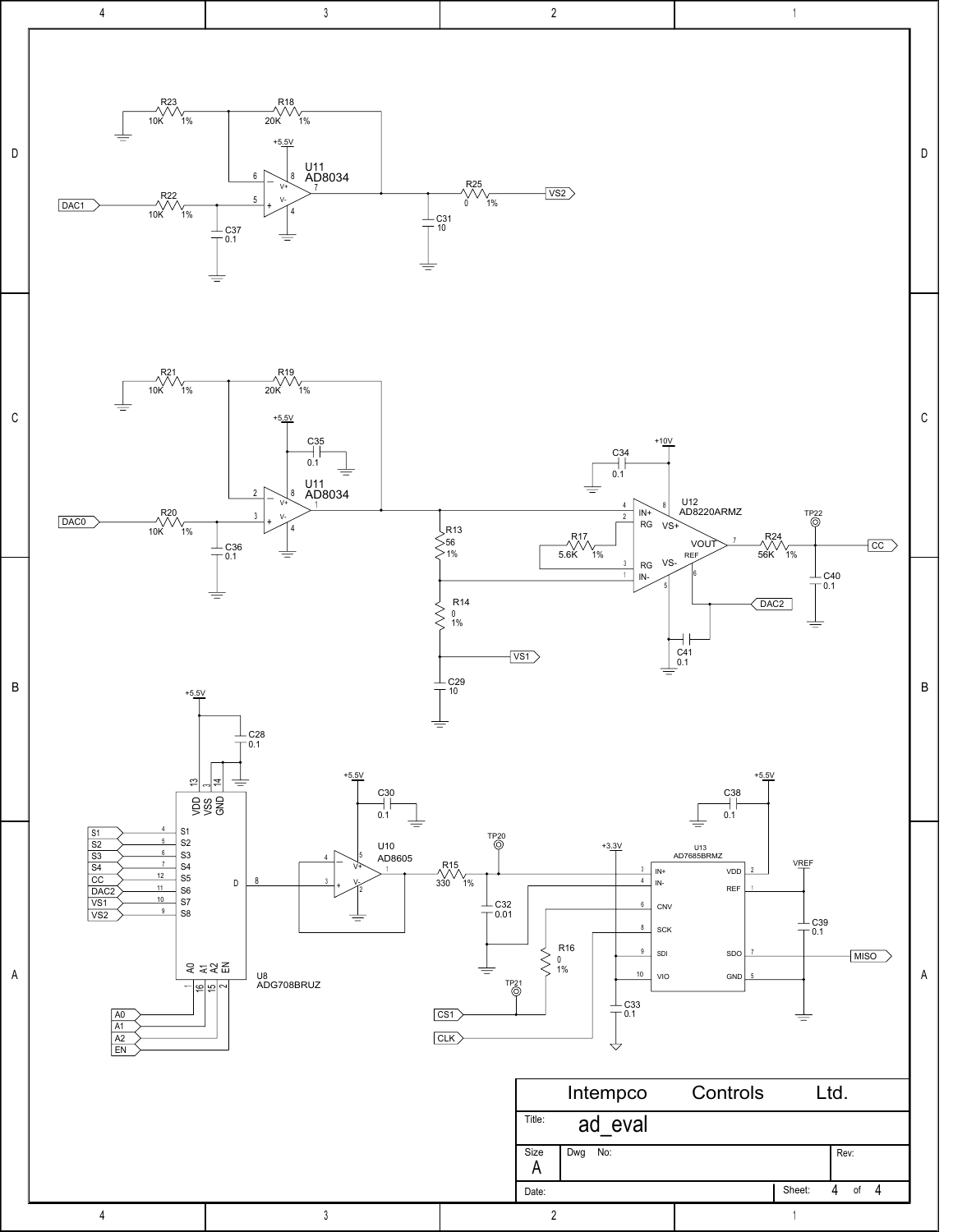Intempco Controls Ltd.

Title: ad_eval

Size: A

Dwg No:

Rev:

Date:

Sheet: 4 of 4

U11 AD8034

R23 10K 1%
R18 20K 1%
R22 10K 1%
C37 0.1
R25 0 1%
C31 10
DAC1
VS2

R21 10K 1%
R19 20K 1%
C35 0.1
R20 10K 1%
C36 0.1
DAC0

U12 AD8220ARMZ

IN+ RG VS+ RG IN- VS- VOUT REF

+10V
C34 0.1
R17 5.6K 1%
R13 56 1%
R14 0 1%
C29 10
VS1
R24 56K 1%
TP22
C40 0.1
CC
DAC2
C41 0.1

U8 ADG708BRUZ

VDD VSS GND

S1 S2 S3 S4 S5 S6 S7 S8 D

A0 A1 A2 EN

+5.5V
C28 0.1
S1, S2, S3, S4, CC, DAC2, VS1, VS2
A0, A1, A2, EN

U10 AD8605

+5.5V
C30 0.1
R15 330 1%
TP20
C32 0.01
R16 0 1%
TP21
CS1
CLK

U13 AD7685BRMZ

IN+ IN- CNV SCK SDI VIO VDD REF SDO GND

+3.3V
+5.5V
C38 0.1
C33 0.1
VREF
C39 0.1
MISO